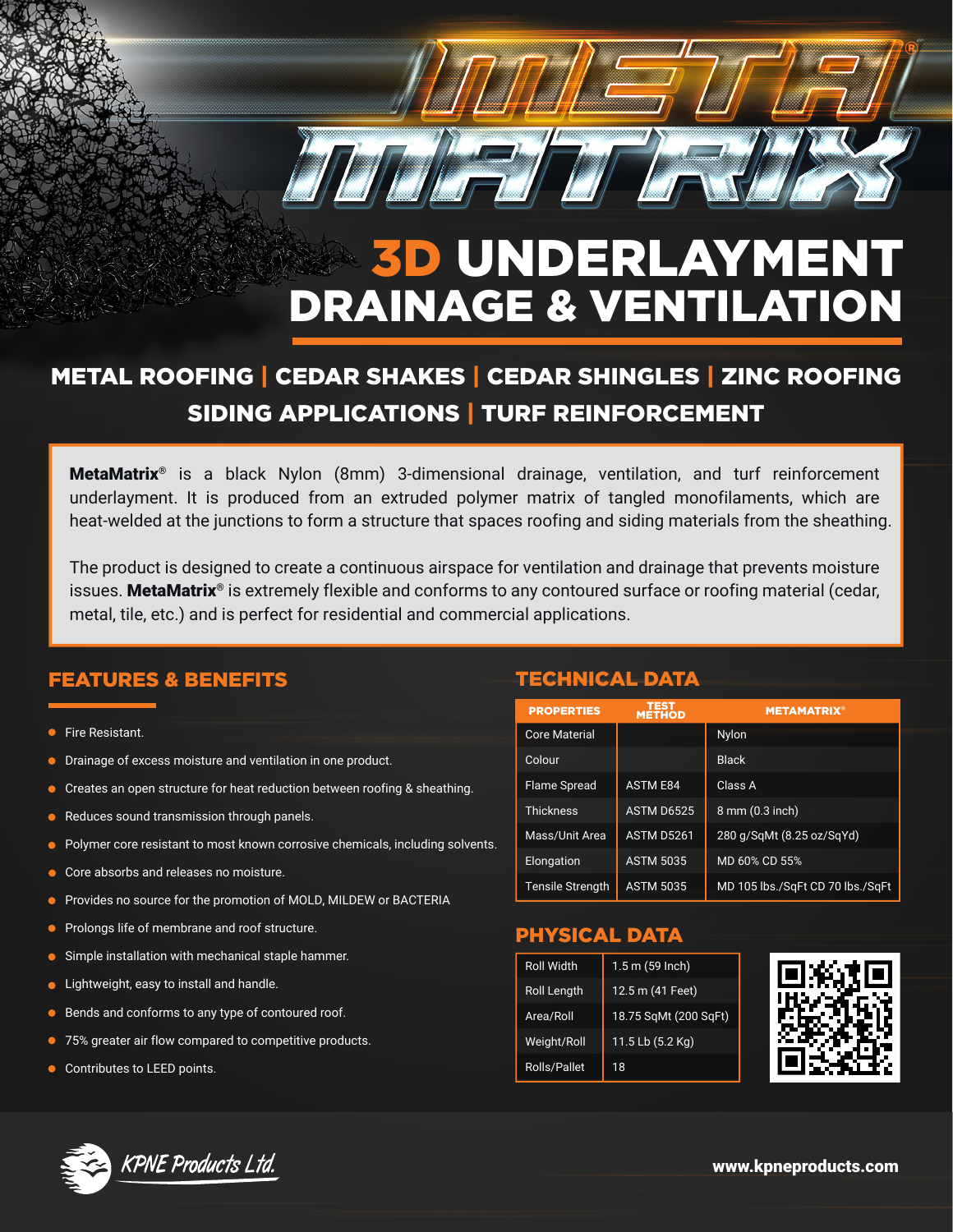# META MATRIX®

# 3D UNDERLAYMENT DRAINAGE & VENTILATION

## METAL ROOFING | CEDAR SHAKES | CEDAR SHINGLES | ZINC ROOFING SIDING APPLICATIONS | TURF REINFORCEMENT

**MetaMatrix®** is a black Nylon (8mm) 3-dimensional drainage, ventilation, and turf reinforcement underlayment. It is produced from an extruded polymer matrix of tangled monofilaments, which are heat-welded at the junctions to form a structure that spaces roofing and siding materials from the sheathing.

The product is designed to create a continuous airspace for ventilation and drainage that prevents moisture issues. **MetaMatrix®** is extremely flexible and conforms to any contoured surface or roofing material (cedar, metal, tile, etc.) and is perfect for residential and commercial applications.

## FEATURES & BENEFITS

- Fire Resistant.
- Drainage of excess moisture and ventilation in one product.
- Creates an open structure for heat reduction between roofing & sheathing.
- Reduces sound transmission through panels.
- Polymer core resistant to most known corrosive chemicals, including solvents.
- Core absorbs and releases no moisture.
- Provides no source for the promotion of MOLD, MILDEW or BACTERIA
- Prolongs life of membrane and roof structure.
- Simple installation with mechanical staple hammer.
- Lightweight, easy to install and handle.
- Bends and conforms to any type of contoured roof.
- 75% greater air flow compared to competitive products.
- Contributes to LEED points.

## TECHNICAL DATA

| PROPERTIES | TEST METHOD | METAMATRIX® |
|---|---|---|
| Core Material | | Nylon |
| Colour | | Black |
| Flame Spread | ASTM E84 | Class A |
| Thickness | ASTM D6525 | 8 mm (0.3 inch) |
| Mass/Unit Area | ASTM D5261 | 280 g/SqMt (8.25 oz/SqYd) |
| Elongation | ASTM 5035 | MD 60% CD 55% |
| Tensile Strength | ASTM 5035 | MD 105 lbs./SqFt CD 70 lbs./SqFt |

## PHYSICAL DATA

| | |
|---|---|
| Roll Width | 1.5 m (59 Inch) |
| Roll Length | 12.5 m (41 Feet) |
| Area/Roll | 18.75 SqMt (200 SqFt) |
| Weight/Roll | 11.5 Lb (5.2 Kg) |
| Rolls/Pallet | 18 |

KPNE Products Ltd.

www.kpneproducts.com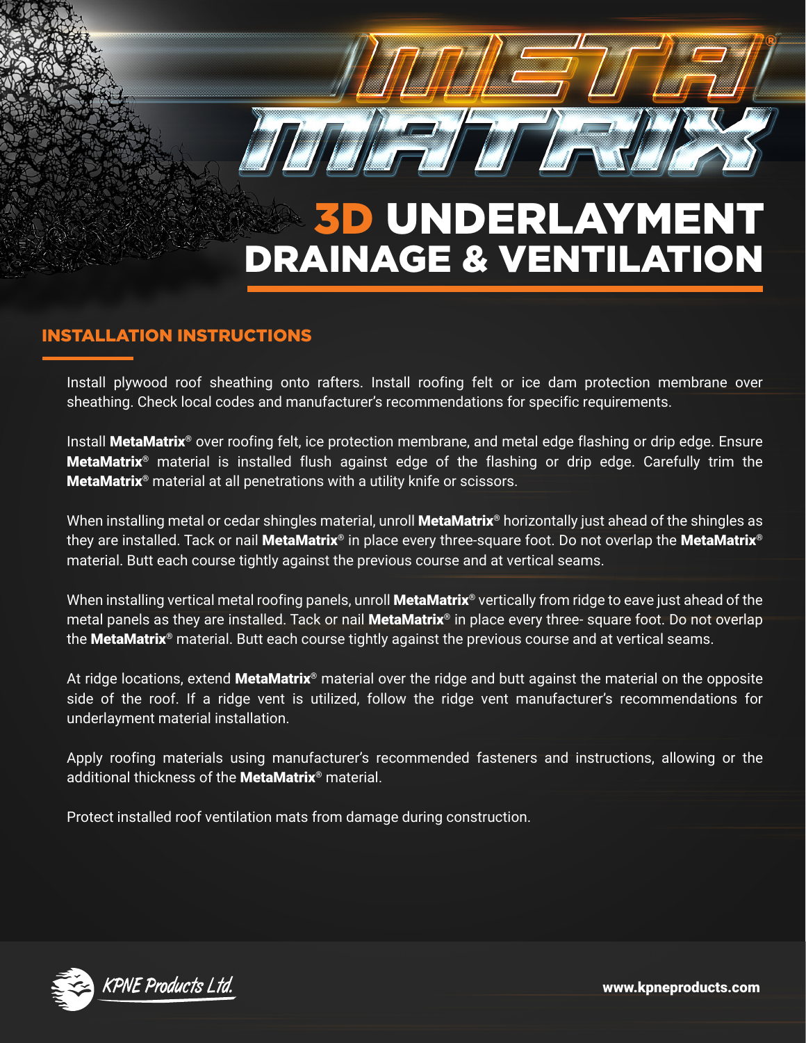# META MATRIX®

# 3D UNDERLAYMENT DRAINAGE & VENTILATION

## INSTALLATION INSTRUCTIONS

Install plywood roof sheathing onto rafters. Install roofing felt or ice dam protection membrane over sheathing. Check local codes and manufacturer's recommendations for specific requirements.

Install **MetaMatrix®** over roofing felt, ice protection membrane, and metal edge flashing or drip edge. Ensure **MetaMatrix®** material is installed flush against edge of the flashing or drip edge. Carefully trim the **MetaMatrix®** material at all penetrations with a utility knife or scissors.

When installing metal or cedar shingles material, unroll **MetaMatrix®** horizontally just ahead of the shingles as they are installed. Tack or nail **MetaMatrix®** in place every three-square foot. Do not overlap the **MetaMatrix®** material. Butt each course tightly against the previous course and at vertical seams.

When installing vertical metal roofing panels, unroll **MetaMatrix®** vertically from ridge to eave just ahead of the metal panels as they are installed. Tack or nail **MetaMatrix®** in place every three- square foot. Do not overlap the **MetaMatrix®** material. Butt each course tightly against the previous course and at vertical seams.

At ridge locations, extend **MetaMatrix®** material over the ridge and butt against the material on the opposite side of the roof. If a ridge vent is utilized, follow the ridge vent manufacturer's recommendations for underlayment material installation.

Apply roofing materials using manufacturer's recommended fasteners and instructions, allowing or the additional thickness of the **MetaMatrix®** material.

Protect installed roof ventilation mats from damage during construction.

KPNE Products Ltd.

**www.kpneproducts.com**